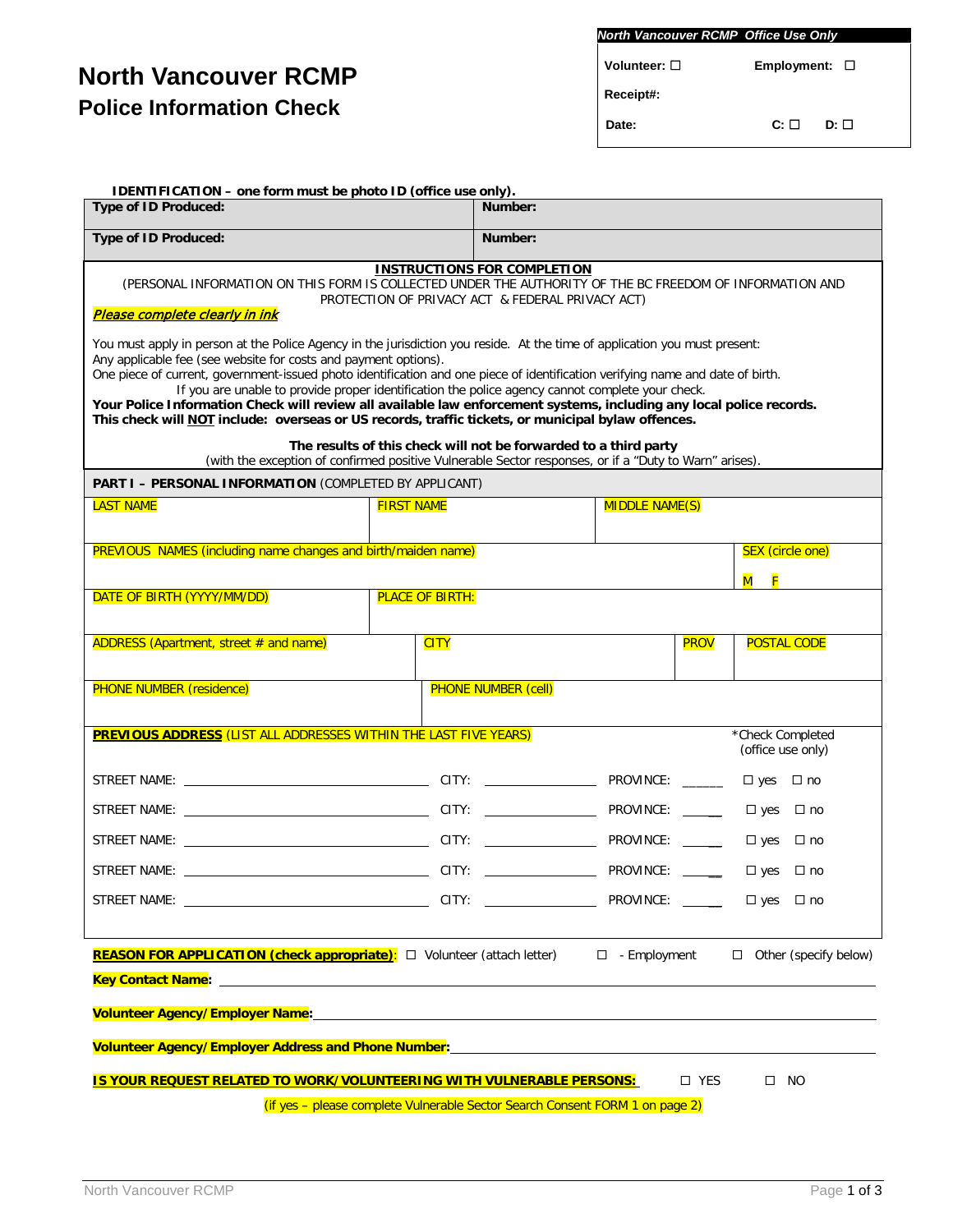# North Vancouver RCMP
## Police Information Check

| *North Vancouver RCMP Office Use Only* | |
|---|---|
| **Volunteer:** ☐ | **Employment:** ☐ |
| **Receipt#:** | |
| **Date:** | **C:** ☐ **D:** ☐ |

**IDENTIFICATION – one form must be photo ID (office use only).**

| | |
|---|---|
| **Type of ID Produced:** | **Number:** |
| **Type of ID Produced:** | **Number:** |

**INSTRUCTIONS FOR COMPLETION**

(PERSONAL INFORMATION ON THIS FORM IS COLLECTED UNDER THE AUTHORITY OF THE BC FREEDOM OF INFORMATION AND PROTECTION OF PRIVACY ACT & FEDERAL PRIVACY ACT)

***Please complete clearly in ink***

You must apply in person at the Police Agency in the jurisdiction you reside. At the time of application you must present:
Any applicable fee (see website for costs and payment options).
One piece of current, government-issued photo identification and one piece of identification verifying name and date of birth.
If you are unable to provide proper identification the police agency cannot complete your check.
**Your Police Information Check will review all available law enforcement systems, including any local police records.**
**This check will NOT include: overseas or US records, traffic tickets, or municipal bylaw offences.**

**The results of this check will not be forwarded to a third party**
(with the exception of confirmed positive Vulnerable Sector responses, or if a "Duty to Warn" arises).

**PART I – PERSONAL INFORMATION** (COMPLETED BY APPLICANT)

| LAST NAME | FIRST NAME | MIDDLE NAME(S) | |
|---|---|---|---|
| PREVIOUS NAMES (including name changes and birth/maiden name) | | | SEX (circle one) M F |
| DATE OF BIRTH (YYYY/MM/DD) | PLACE OF BIRTH: | | |
| ADDRESS (Apartment, street # and name) | CITY | PROV | POSTAL CODE |
| PHONE NUMBER (residence) | PHONE NUMBER (cell) | | |

**PREVIOUS ADDRESS** (LIST ALL ADDRESSES WITHIN THE LAST FIVE YEARS)

| STREET NAME | CITY | PROVINCE | *Check Completed (office use only) |
|---|---|---|---|
| | | | ☐ yes ☐ no |
| | | | ☐ yes ☐ no |
| | | | ☐ yes ☐ no |
| | | | ☐ yes ☐ no |
| | | | ☐ yes ☐ no |

**REASON FOR APPLICATION (check appropriate)**: ☐ Volunteer (attach letter) ☐ - Employment ☐ Other (specify below)

**Key Contact Name:** ______________________________

**Volunteer Agency/Employer Name:** ______________________________

**Volunteer Agency/Employer Address and Phone Number:** ______________________________

**IS YOUR REQUEST RELATED TO WORK/VOLUNTEERING WITH VULNERABLE PERSONS:** ☐ YES ☐ NO

(if yes – please complete Vulnerable Sector Search Consent FORM 1 on page 2)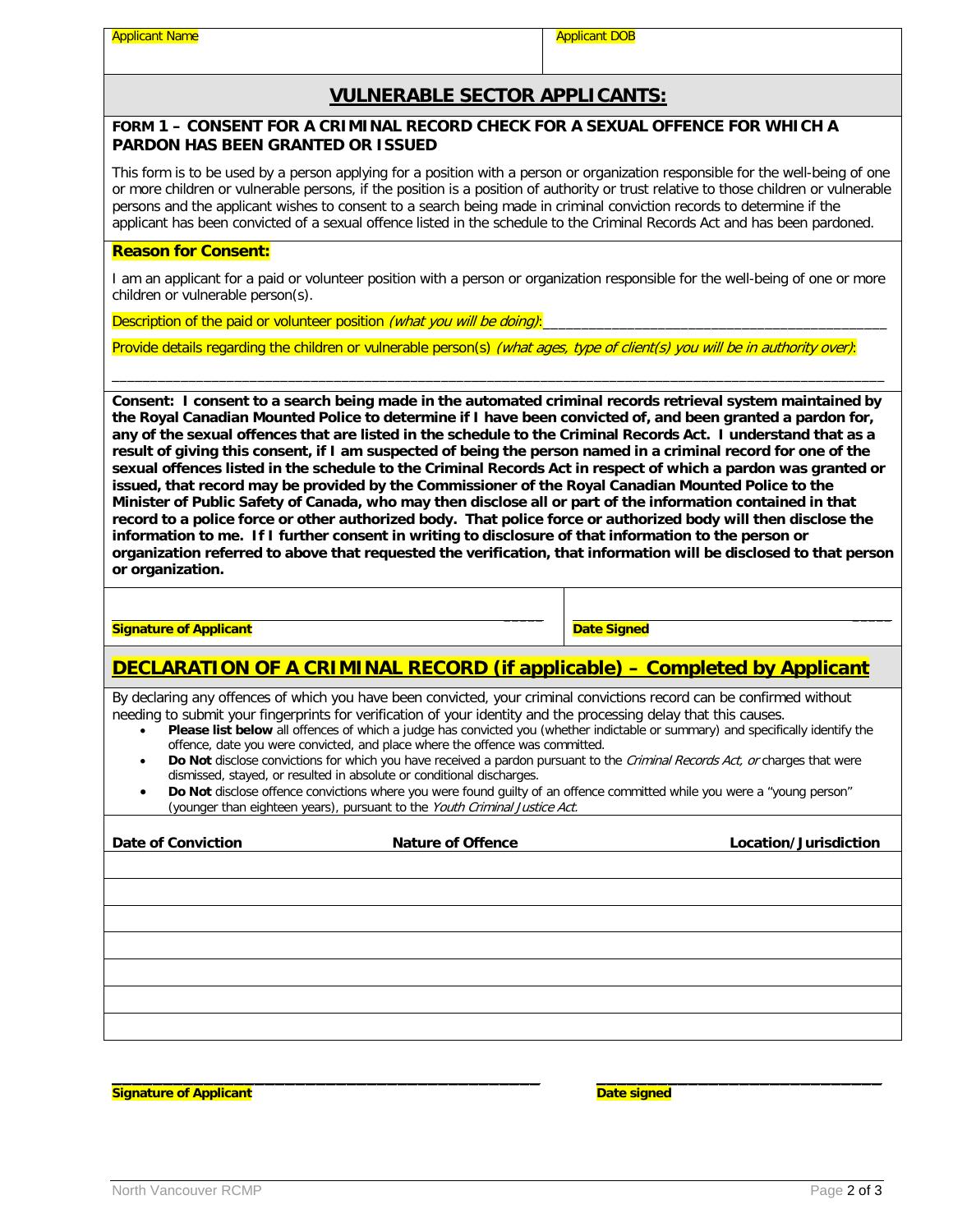| Applicant Name | Applicant DOB |
|---|---|
| | |

## VULNERABLE SECTOR APPLICANTS:

### FORM 1 – CONSENT FOR A CRIMINAL RECORD CHECK FOR A SEXUAL OFFENCE FOR WHICH A PARDON HAS BEEN GRANTED OR ISSUED

This form is to be used by a person applying for a position with a person or organization responsible for the well-being of one or more children or vulnerable persons, if the position is a position of authority or trust relative to those children or vulnerable persons and the applicant wishes to consent to a search being made in criminal conviction records to determine if the applicant has been convicted of a sexual offence listed in the schedule to the Criminal Records Act and has been pardoned.

**Reason for Consent:**

I am an applicant for a paid or volunteer position with a person or organization responsible for the well-being of one or more children or vulnerable person(s).

Description of the paid or volunteer position *(what you will be doing)*:___________________________________________

Provide details regarding the children or vulnerable person(s) *(what ages, type of client(s) you will be in authority over)*:

_______________________________________________________________________________________________

**Consent: I consent to a search being made in the automated criminal records retrieval system maintained by the Royal Canadian Mounted Police to determine if I have been convicted of, and been granted a pardon for, any of the sexual offences that are listed in the schedule to the Criminal Records Act. I understand that as a result of giving this consent, if I am suspected of being the person named in a criminal record for one of the sexual offences listed in the schedule to the Criminal Records Act in respect of which a pardon was granted or issued, that record may be provided by the Commissioner of the Royal Canadian Mounted Police to the Minister of Public Safety of Canada, who may then disclose all or part of the information contained in that record to a police force or other authorized body. That police force or authorized body will then disclose the information to me. If I further consent in writing to disclosure of that information to the person or organization referred to above that requested the verification, that information will be disclosed to that person or organization.**

| _______________________________ | _______________________________ |
|---|---|
| **Signature of Applicant** | **Date Signed** |

## DECLARATION OF A CRIMINAL RECORD (if applicable) – Completed by Applicant

By declaring any offences of which you have been convicted, your criminal convictions record can be confirmed without needing to submit your fingerprints for verification of your identity and the processing delay that this causes.

- **Please list below** all offences of which a judge has convicted you (whether indictable or summary) and specifically identify the offence, date you were convicted, and place where the offence was committed.
- **Do Not** disclose convictions for which you have received a pardon pursuant to the *Criminal Records Act, or* charges that were dismissed, stayed, or resulted in absolute or conditional discharges.
- **Do Not** disclose offence convictions where you were found guilty of an offence committed while you were a "young person" (younger than eighteen years), pursuant to the *Youth Criminal Justice Act.*

| Date of Conviction | Nature of Offence | Location/Jurisdiction |
|---|---|---|
| | | |
| | | |
| | | |
| | | |
| | | |
| | | |
| | | |

| _______________________________ | _______________________________ |
|---|---|
| **Signature of Applicant** | **Date signed** |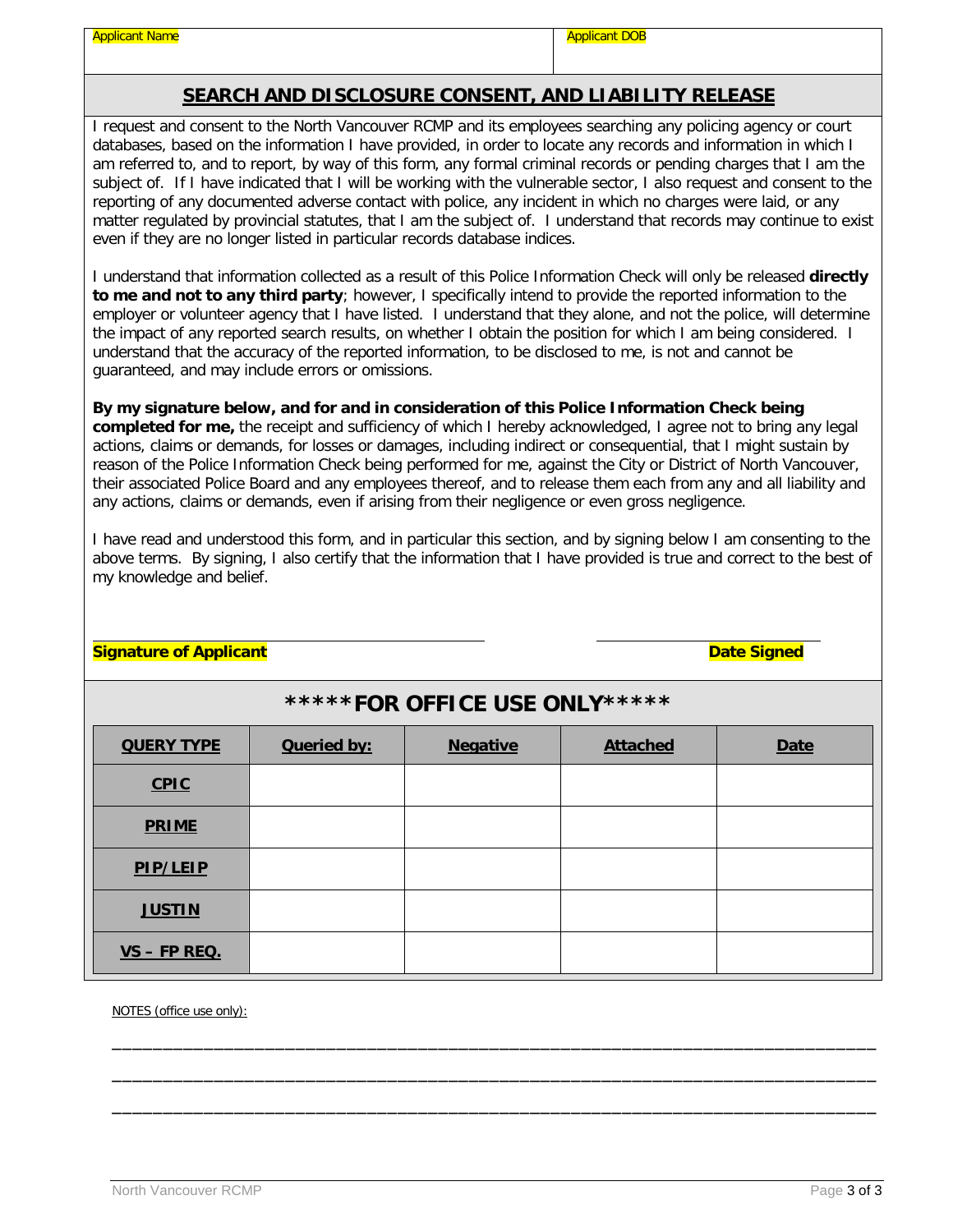| Applicant Name | Applicant DOB |
| --- | --- |
| | |

## SEARCH AND DISCLOSURE CONSENT, AND LIABILITY RELEASE

I request and consent to the North Vancouver RCMP and its employees searching any policing agency or court databases, based on the information I have provided, in order to locate any records and information in which I am referred to, and to report, by way of this form, any formal criminal records or pending charges that I am the subject of. If I have indicated that I will be working with the vulnerable sector, I also request and consent to the reporting of any documented adverse contact with police, any incident in which no charges were laid, or any matter regulated by provincial statutes, that I am the subject of. I understand that records may continue to exist even if they are no longer listed in particular records database indices.

I understand that information collected as a result of this Police Information Check will only be released **directly to me and not to any third party**; however, I specifically intend to provide the reported information to the employer or volunteer agency that I have listed. I understand that they alone, and not the police, will determine the impact of any reported search results, on whether I obtain the position for which I am being considered. I understand that the accuracy of the reported information, to be disclosed to me, is not and cannot be guaranteed, and may include errors or omissions.

**By my signature below, and for and in consideration of this Police Information Check being completed for me,** the receipt and sufficiency of which I hereby acknowledged, I agree not to bring any legal actions, claims or demands, for losses or damages, including indirect or consequential, that I might sustain by reason of the Police Information Check being performed for me, against the City or District of North Vancouver, their associated Police Board and any employees thereof, and to release them each from any and all liability and any actions, claims or demands, even if arising from their negligence or even gross negligence.

I have read and understood this form, and in particular this section, and by signing below I am consenting to the above terms. By signing, I also certify that the information that I have provided is true and correct to the best of my knowledge and belief.

______________________________ &nbsp;&nbsp;&nbsp;&nbsp; ____________________

**Signature of Applicant** &nbsp;&nbsp;&nbsp;&nbsp; **Date Signed**

## *****FOR OFFICE USE ONLY*****

| QUERY TYPE | Queried by: | Negative | Attached | Date |
| --- | --- | --- | --- | --- |
| CPIC | | | | |
| PRIME | | | | |
| PIP/LEIP | | | | |
| JUSTIN | | | | |
| VS – FP REQ. | | | | |

NOTES (office use only):

_______________________________________________________________________________

_______________________________________________________________________________

_______________________________________________________________________________